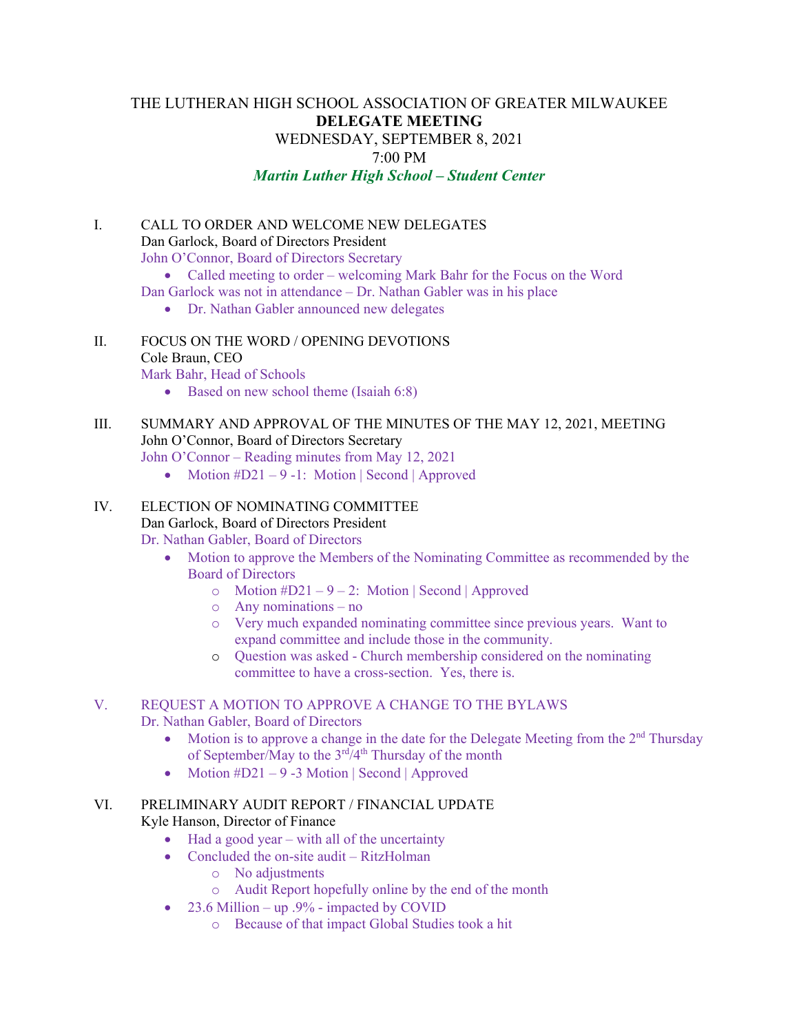# THE LUTHERAN HIGH SCHOOL ASSOCIATION OF GREATER MILWAUKEE

## DELEGATE MEETING

WEDNESDAY, SEPTEMBER 8, 2021

7:00 PM

***Martin Luther High School – Student Center***

I. CALL TO ORDER AND WELCOME NEW DELEGATES
Dan Garlock, Board of Directors President
John O'Connor, Board of Directors Secretary
- Called meeting to order – welcoming Mark Bahr for the Focus on the Word

Dan Garlock was not in attendance – Dr. Nathan Gabler was in his place
- Dr. Nathan Gabler announced new delegates

II. FOCUS ON THE WORD / OPENING DEVOTIONS
Cole Braun, CEO
Mark Bahr, Head of Schools
- Based on new school theme (Isaiah 6:8)

III. SUMMARY AND APPROVAL OF THE MINUTES OF THE MAY 12, 2021, MEETING
John O'Connor, Board of Directors Secretary
John O'Connor – Reading minutes from May 12, 2021
- Motion #D21 – 9 -1: Motion | Second | Approved

IV. ELECTION OF NOMINATING COMMITTEE
Dan Garlock, Board of Directors President
Dr. Nathan Gabler, Board of Directors
- Motion to approve the Members of the Nominating Committee as recommended by the Board of Directors
  - Motion #D21 – 9 – 2: Motion | Second | Approved
  - Any nominations – no
  - Very much expanded nominating committee since previous years. Want to expand committee and include those in the community.
  - Question was asked - Church membership considered on the nominating committee to have a cross-section. Yes, there is.

V. REQUEST A MOTION TO APPROVE A CHANGE TO THE BYLAWS
Dr. Nathan Gabler, Board of Directors
- Motion is to approve a change in the date for the Delegate Meeting from the 2nd Thursday of September/May to the 3rd/4th Thursday of the month
- Motion #D21 – 9 -3 Motion | Second | Approved

VI. PRELIMINARY AUDIT REPORT / FINANCIAL UPDATE
Kyle Hanson, Director of Finance
- Had a good year – with all of the uncertainty
- Concluded the on-site audit – RitzHolman
  - No adjustments
  - Audit Report hopefully online by the end of the month
- 23.6 Million – up .9% - impacted by COVID
  - Because of that impact Global Studies took a hit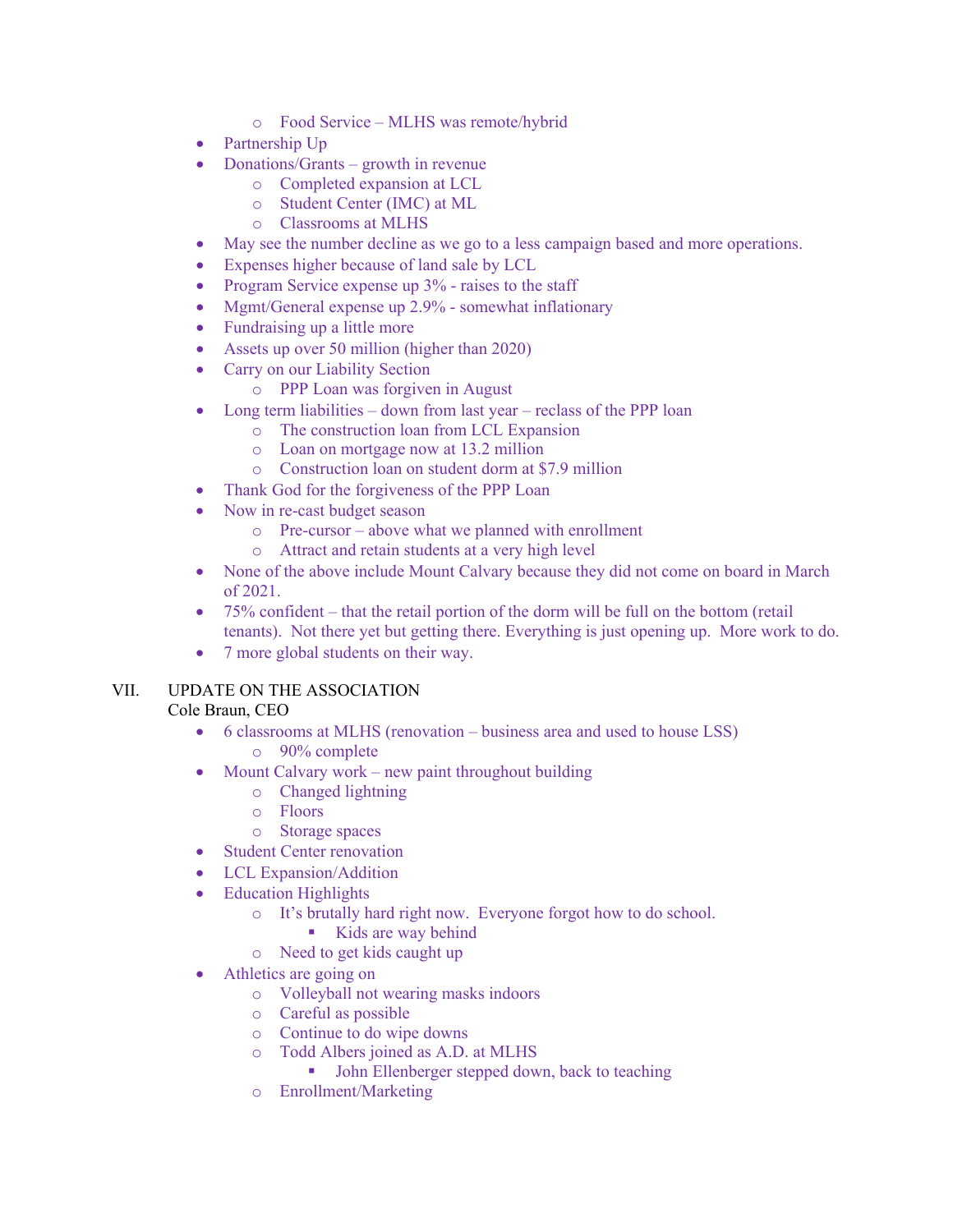- Food Service – MLHS was remote/hybrid
- Partnership Up
- Donations/Grants – growth in revenue
  - Completed expansion at LCL
  - Student Center (IMC) at ML
  - Classrooms at MLHS
- May see the number decline as we go to a less campaign based and more operations.
- Expenses higher because of land sale by LCL
- Program Service expense up 3% - raises to the staff
- Mgmt/General expense up 2.9% - somewhat inflationary
- Fundraising up a little more
- Assets up over 50 million (higher than 2020)
- Carry on our Liability Section
  - PPP Loan was forgiven in August
- Long term liabilities – down from last year – reclass of the PPP loan
  - The construction loan from LCL Expansion
  - Loan on mortgage now at 13.2 million
  - Construction loan on student dorm at $7.9 million
- Thank God for the forgiveness of the PPP Loan
- Now in re-cast budget season
  - Pre-cursor – above what we planned with enrollment
  - Attract and retain students at a very high level
- None of the above include Mount Calvary because they did not come on board in March of 2021.
- 75% confident – that the retail portion of the dorm will be full on the bottom (retail tenants). Not there yet but getting there. Everything is just opening up. More work to do.
- 7 more global students on their way.

VII. UPDATE ON THE ASSOCIATION
Cole Braun, CEO

- 6 classrooms at MLHS (renovation – business area and used to house LSS)
  - 90% complete
- Mount Calvary work – new paint throughout building
  - Changed lightning
  - Floors
  - Storage spaces
- Student Center renovation
- LCL Expansion/Addition
- Education Highlights
  - It's brutally hard right now. Everyone forgot how to do school.
    - Kids are way behind
  - Need to get kids caught up
- Athletics are going on
  - Volleyball not wearing masks indoors
  - Careful as possible
  - Continue to do wipe downs
  - Todd Albers joined as A.D. at MLHS
    - John Ellenberger stepped down, back to teaching
  - Enrollment/Marketing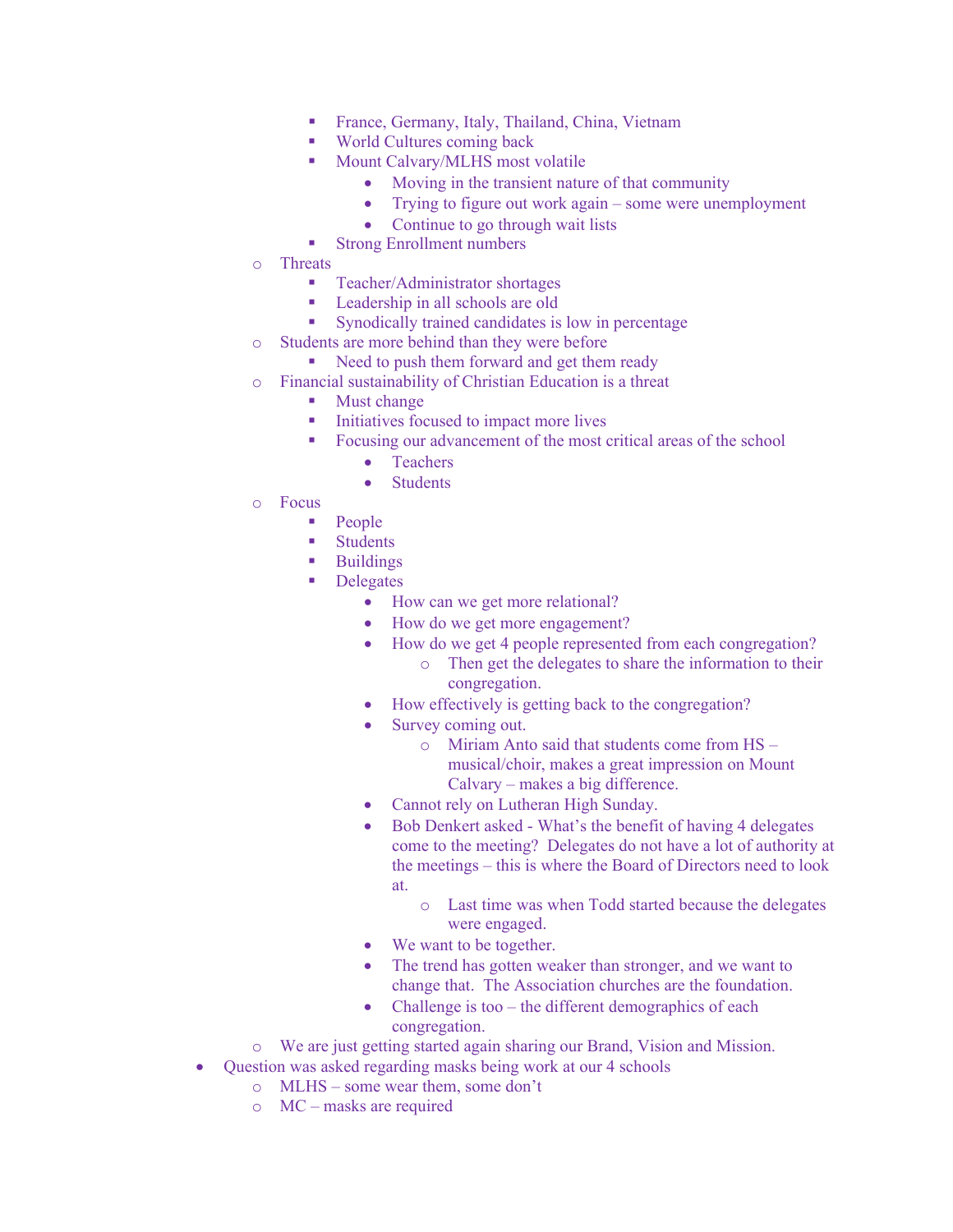- France, Germany, Italy, Thailand, China, Vietnam
      - World Cultures coming back
      - Mount Calvary/MLHS most volatile
        - Moving in the transient nature of that community
        - Trying to figure out work again – some were unemployment
        - Continue to go through wait lists
      - Strong Enrollment numbers
    - Threats
      - Teacher/Administrator shortages
      - Leadership in all schools are old
      - Synodically trained candidates is low in percentage
    - Students are more behind than they were before
      - Need to push them forward and get them ready
    - Financial sustainability of Christian Education is a threat
      - Must change
      - Initiatives focused to impact more lives
      - Focusing our advancement of the most critical areas of the school
        - Teachers
        - Students
    - Focus
      - People
      - Students
      - Buildings
      - Delegates
        - How can we get more relational?
        - How do we get more engagement?
        - How do we get 4 people represented from each congregation?
          - Then get the delegates to share the information to their congregation.
        - How effectively is getting back to the congregation?
        - Survey coming out.
          - Miriam Anto said that students come from HS – musical/choir, makes a great impression on Mount Calvary – makes a big difference.
        - Cannot rely on Lutheran High Sunday.
        - Bob Denkert asked - What's the benefit of having 4 delegates come to the meeting? Delegates do not have a lot of authority at the meetings – this is where the Board of Directors need to look at.
          - Last time was when Todd started because the delegates were engaged.
        - We want to be together.
        - The trend has gotten weaker than stronger, and we want to change that. The Association churches are the foundation.
        - Challenge is too – the different demographics of each congregation.
    - We are just getting started again sharing our Brand, Vision and Mission.
- Question was asked regarding masks being work at our 4 schools
    - MLHS – some wear them, some don't
    - MC – masks are required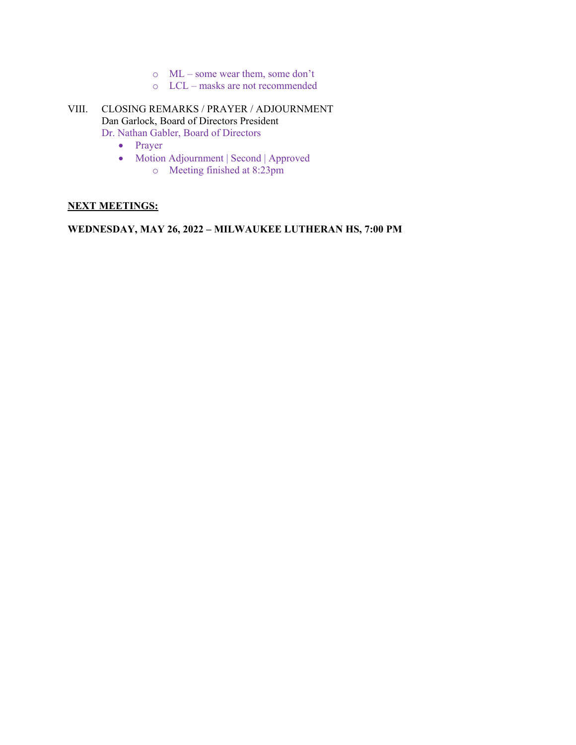- ML – some wear them, some don't
   - LCL – masks are not recommended

VIII. CLOSING REMARKS / PRAYER / ADJOURNMENT
Dan Garlock, Board of Directors President
Dr. Nathan Gabler, Board of Directors

- Prayer
- Motion Adjournment | Second | Approved
  - Meeting finished at 8:23pm

**NEXT MEETINGS:**

**WEDNESDAY, MAY 26, 2022 – MILWAUKEE LUTHERAN HS, 7:00 PM**